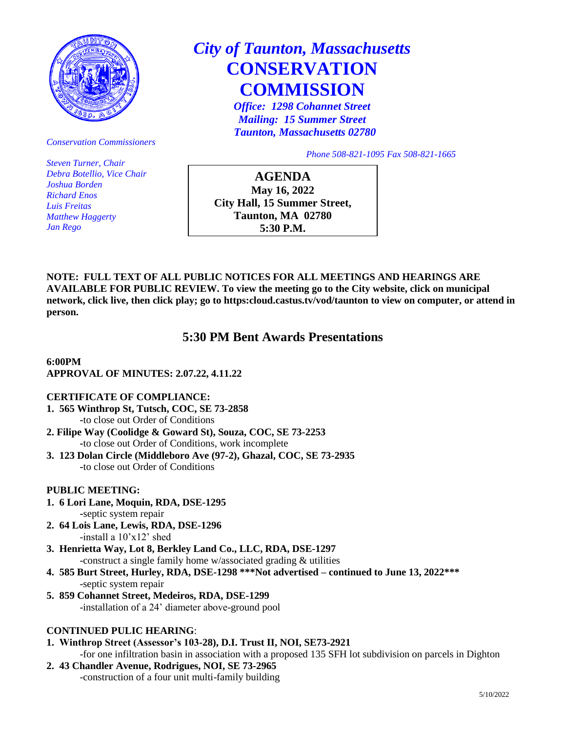# *City of Taunton, Massachusetts*
# CONSERVATION COMMISSION

***Office: 1298 Cohannet Street***
***Mailing: 15 Summer Street***
***Taunton, Massachusetts 02780***

*Phone 508-821-1095 Fax 508-821-1665*

*Conservation Commissioners*

*Steven Turner, Chair*
*Debra Botellio, Vice Chair*
*Joshua Borden*
*Richard Enos*
*Luis Freitas*
*Matthew Haggerty*
*Jan Rego*

**AGENDA**
**May 16, 2022**
**City Hall, 15 Summer Street,**
**Taunton, MA 02780**
**5:30 P.M.**

**NOTE: FULL TEXT OF ALL PUBLIC NOTICES FOR ALL MEETINGS AND HEARINGS ARE AVAILABLE FOR PUBLIC REVIEW. To view the meeting go to the City website, click on municipal network, click live, then click play; go to https:cloud.castus.tv/vod/taunton to view on computer, or attend in person.**

## 5:30 PM Bent Awards Presentations

**6:00PM**
**APPROVAL OF MINUTES: 2.07.22, 4.11.22**

**CERTIFICATE OF COMPLIANCE:**

1. **565 Winthrop St, Tutsch, COC, SE 73-2858**
   -to close out Order of Conditions
2. **Filipe Way (Coolidge & Goward St), Souza, COC, SE 73-2253**
   -to close out Order of Conditions, work incomplete
3. **123 Dolan Circle (Middleboro Ave (97-2), Ghazal, COC, SE 73-2935**
   -to close out Order of Conditions

**PUBLIC MEETING:**

1. **6 Lori Lane, Moquin, RDA, DSE-1295**
   -septic system repair
2. **64 Lois Lane, Lewis, RDA, DSE-1296**
   -install a 10'x12' shed
3. **Henrietta Way, Lot 8, Berkley Land Co., LLC, RDA, DSE-1297**
   -construct a single family home w/associated grading & utilities
4. **585 Burt Street, Hurley, RDA, DSE-1298 \*\*\*Not advertised – continued to June 13, 2022\*\*\***
   -septic system repair
5. **859 Cohannet Street, Medeiros, RDA, DSE-1299**
   -installation of a 24' diameter above-ground pool

**CONTINUED PULIC HEARING**:

1. **Winthrop Street (Assessor's 103-28), D.I. Trust II, NOI, SE73-2921**
   -for one infiltration basin in association with a proposed 135 SFH lot subdivision on parcels in Dighton
2. **43 Chandler Avenue, Rodrigues, NOI, SE 73-2965**
   -construction of a four unit multi-family building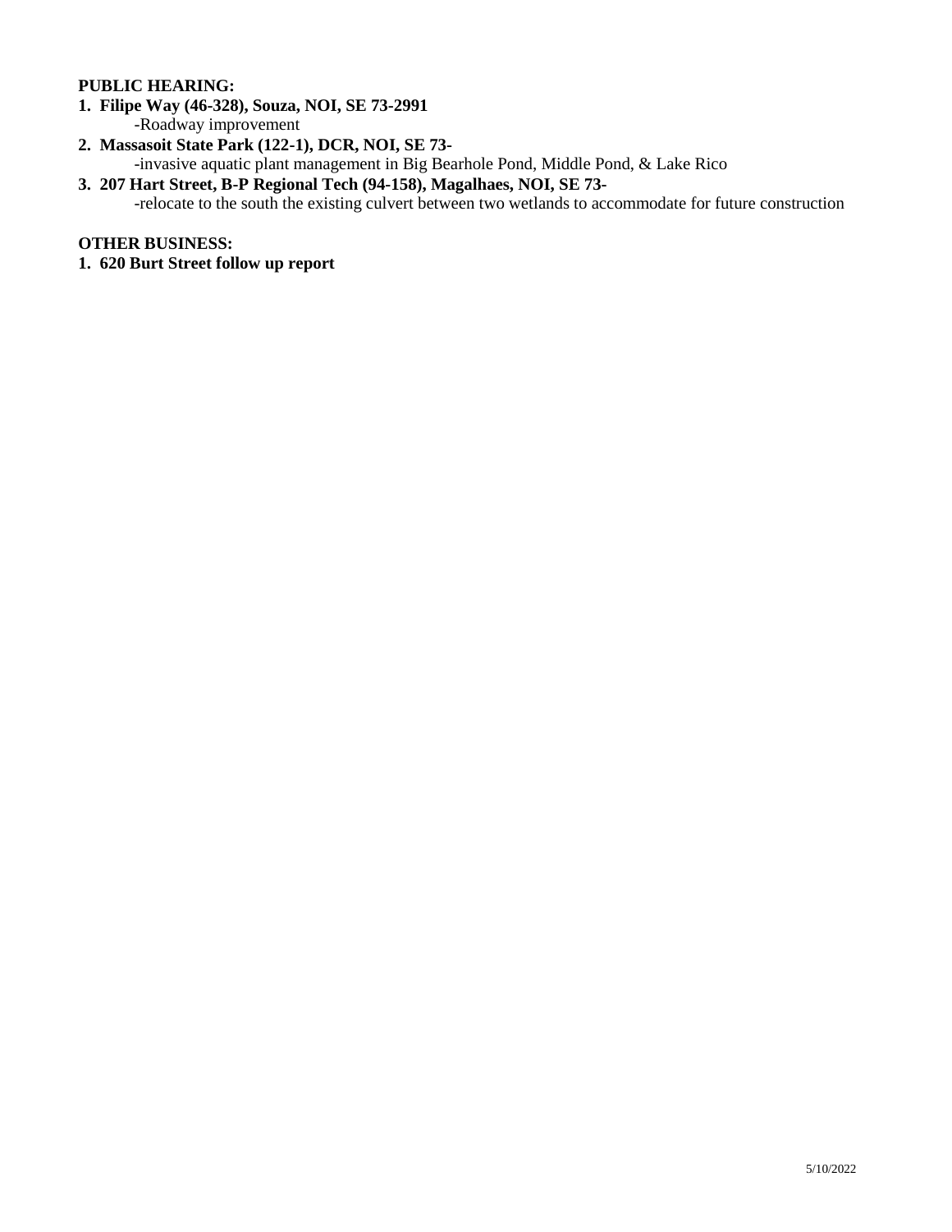**PUBLIC HEARING:**

1. **Filipe Way (46-328), Souza, NOI, SE 73-2991**
   -Roadway improvement
2. **Massasoit State Park (122-1), DCR, NOI, SE 73-**
   -invasive aquatic plant management in Big Bearhole Pond, Middle Pond, & Lake Rico
3. **207 Hart Street, B-P Regional Tech (94-158), Magalhaes, NOI, SE 73-**
   -relocate to the south the existing culvert between two wetlands to accommodate for future construction

**OTHER BUSINESS:**

1. **620 Burt Street follow up report**

5/10/2022